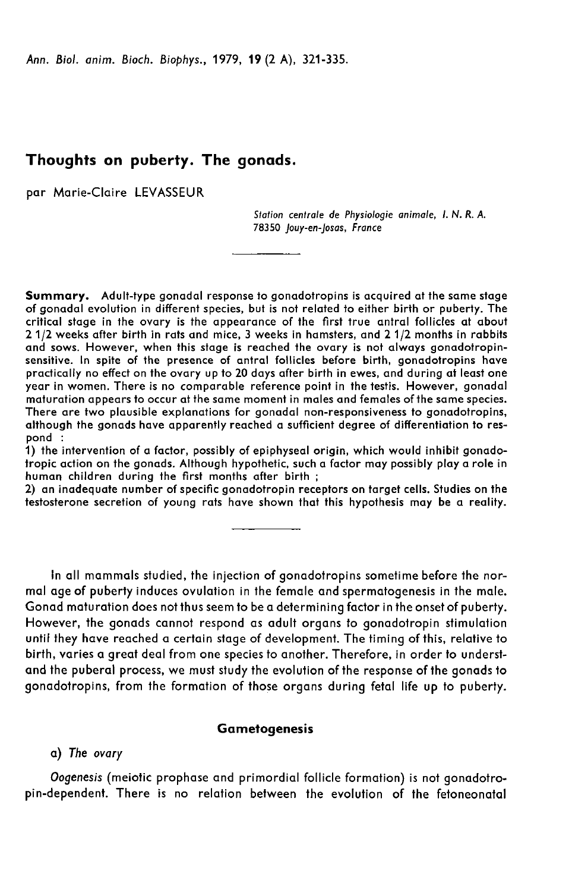# Thoughts on puberty. The gonads.

par Marie-Claire LEVASSEUR

*Station centrale de Physiologie animale, I. N. R. A.*
*78350 Jouy-en-Josas, France*

**Summary.** Adult-type gonadal response to gonadotropins is acquired at the same stage of gonadal evolution in different species, but is not related to either birth or puberty. The critical stage in the ovary is the appearance of the first true antral follicles at about 2 1/2 weeks after birth in rats and mice, 3 weeks in hamsters, and 2 1/2 months in rabbits and sows. However, when this stage is reached the ovary is not always gonadotropin-sensitive. In spite of the presence of antral follicles before birth, gonadotropins have practically no effect on the ovary up to 20 days after birth in ewes, and during at least one year in women. There is no comparable reference point in the testis. However, gonadal maturation appears to occur at the same moment in males and females of the same species. There are two plausible explanations for gonadal non-responsiveness to gonadotropins, although the gonads have apparently reached a sufficient degree of differentiation to respond :

1) the intervention of a factor, possibly of epiphyseal origin, which would inhibit gonadotropic action on the gonads. Although hypothetic, such a factor may possibly play a role in human children during the first months after birth ;

2) an inadequate number of specific gonadotropin receptors on target cells. Studies on the testosterone secretion of young rats have shown that this hypothesis may be a reality.

---

In all mammals studied, the injection of gonadotropins sometime before the normal age of puberty induces ovulation in the female and spermatogenesis in the male. Gonad maturation does not thus seem to be a determining factor in the onset of puberty. However, the gonads cannot respond as adult organs to gonadotropin stimulation until they have reached a certain stage of development. The timing of this, relative to birth, varies a great deal from one species to another. Therefore, in order to understand the puberal process, we must study the evolution of the response of the gonads to gonadotropins, from the formation of those organs during fetal life up to puberty.

## Gametogenesis

### a) *The ovary*

*Oogenesis* (meiotic prophase and primordial follicle formation) is not gonadotropin-dependent. There is no relation between the evolution of the fetoneonatal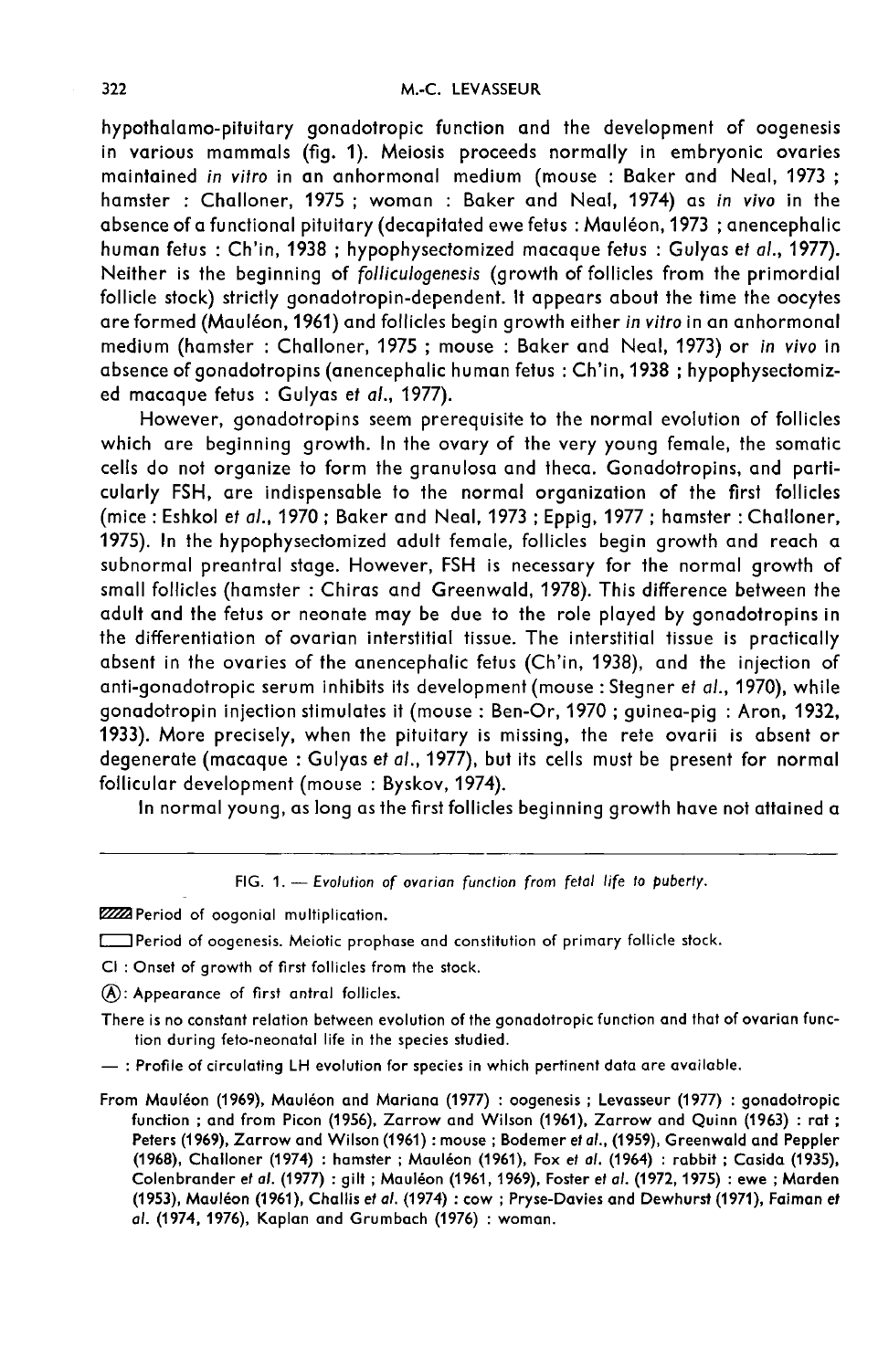hypothalamo-pituitary gonadotropic function and the development of oogenesis in various mammals (fig. 1). Meiosis proceeds normally in embryonic ovaries maintained *in vitro* in an anhormonal medium (mouse : Baker and Neal, 1973 ; hamster : Challoner, 1975 ; woman : Baker and Neal, 1974) as *in vivo* in the absence of a functional pituitary (decapitated ewe fetus : Mauléon, 1973 ; anencephalic human fetus : Ch'in, 1938 ; hypophysectomized macaque fetus : Gulyas *et al.*, 1977). Neither is the beginning of *folliculogenesis* (growth of follicles from the primordial follicle stock) strictly gonadotropin-dependent. It appears about the time the oocytes are formed (Mauléon, 1961) and follicles begin growth either *in vitro* in an anhormonal medium (hamster : Challoner, 1975 ; mouse : Baker and Neal, 1973) or *in vivo* in absence of gonadotropins (anencephalic human fetus : Ch'in, 1938 ; hypophysectomized macaque fetus : Gulyas *et al.*, 1977).

However, gonadotropins seem prerequisite to the normal evolution of follicles which are beginning growth. In the ovary of the very young female, the somatic cells do not organize to form the granulosa and theca. Gonadotropins, and particularly FSH, are indispensable to the normal organization of the first follicles (mice : Eshkol *et al.*, 1970 ; Baker and Neal, 1973 ; Eppig, 1977 ; hamster : Challoner, 1975). In the hypophysectomized adult female, follicles begin growth and reach a subnormal preantral stage. However, FSH is necessary for the normal growth of small follicles (hamster : Chiras and Greenwald, 1978). This difference between the adult and the fetus or neonate may be due to the role played by gonadotropins in the differentiation of ovarian interstitial tissue. The interstitial tissue is practically absent in the ovaries of the anencephalic fetus (Ch'in, 1938), and the injection of anti-gonadotropic serum inhibits its development (mouse : Stegner *et al.*, 1970), while gonadotropin injection stimulates it (mouse : Ben-Or, 1970 ; guinea-pig : Aron, 1932, 1933). More precisely, when the pituitary is missing, the rete ovarii is absent or degenerate (macaque : Gulyas *et al.*, 1977), but its cells must be present for normal follicular development (mouse : Byskov, 1974).

In normal young, as long as the first follicles beginning growth have not attained a

FIG. 1. — *Evolution of ovarian function from fetal life to puberty.*

▨ Period of oogonial multiplication.

□ Period of oogenesis. Meiotic prophase and constitution of primary follicle stock.

CI : Onset of growth of first follicles from the stock.

Ⓐ: Appearance of first antral follicles.

There is no constant relation between evolution of the gonadotropic function and that of ovarian function during feto-neonatal life in the species studied.

— : Profile of circulating LH evolution for species in which pertinent data are available.

From Mauléon (1969), Mauléon and Mariana (1977) : oogenesis ; Levasseur (1977) : gonadotropic function ; and from Picon (1956), Zarrow and Wilson (1961), Zarrow and Quinn (1963) : rat ; Peters (1969), Zarrow and Wilson (1961) : mouse ; Bodemer *et al.*, (1959), Greenwald and Peppler (1968), Challoner (1974) : hamster ; Mauléon (1961), Fox *et al.* (1964) : rabbit ; Casida (1935), Colenbrander *et al.* (1977) : gilt ; Mauléon (1961, 1969), Foster *et al.* (1972, 1975) : ewe ; Marden (1953), Mauléon (1961), Challis *et al.* (1974) : cow ; Pryse-Davies and Dewhurst (1971), Faiman *et al.* (1974, 1976), Kaplan and Grumbach (1976) : woman.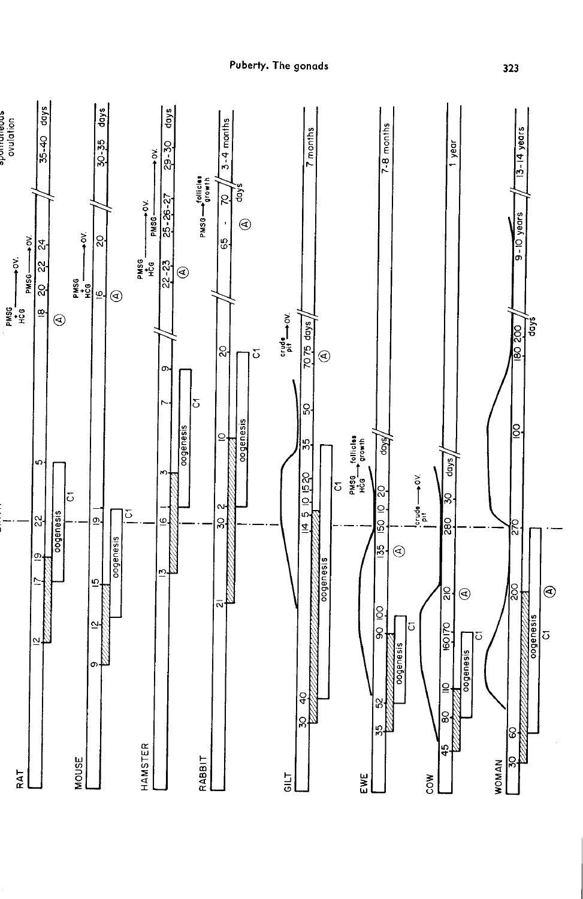Birth — spontaneous ovulation

**RAT**: 12, 17, 19, 22, 5, 18, 20, 22, 24, 35-40 days — oogenesis; C1; PMSG + HCG → OV.; PMSG → OV.; (A)

**MOUSE**: 9, 12, 15, 19, 1, 16, 20, 30-35 days — oogenesis; C1; PMSG + HCG → OV.; (A)

**HAMSTER**: 13, 16, 1, 3, 7, 9, 22-23, 25-26-27, 29-30 days — oogenesis; C1; PMSG + HCG → OV.; PMSG → OV.; (A)

**RABBIT**: 21, 30, 2, 10, 20, 65 - 70 days, 3-4 months — oogenesis; C1; PMSG → follicles growth; (A)

**GILT**: 30, 40, 14, 5, 10, 15, 20, 35, 50, 70, 75 days, 7 months — oogenesis; C1; crude pit → ov.; (A)

**EWE**: 35, 52, 90, 100, 135, 150, 10, 20 days, 7-8 months — oogenesis; C1; PMSG + HCG → follicles growth; (A)

**COW**: 45, 80, 110, 160, 170, 210, 280, 30 days, 1 year — oogenesis; C1; crude pit → ov.; (A)

**WOMAN**: 30, 60, 200, 270, 100, 180, 200 days, 9-10 years, 13-14 years — oogenesis; C1; (A)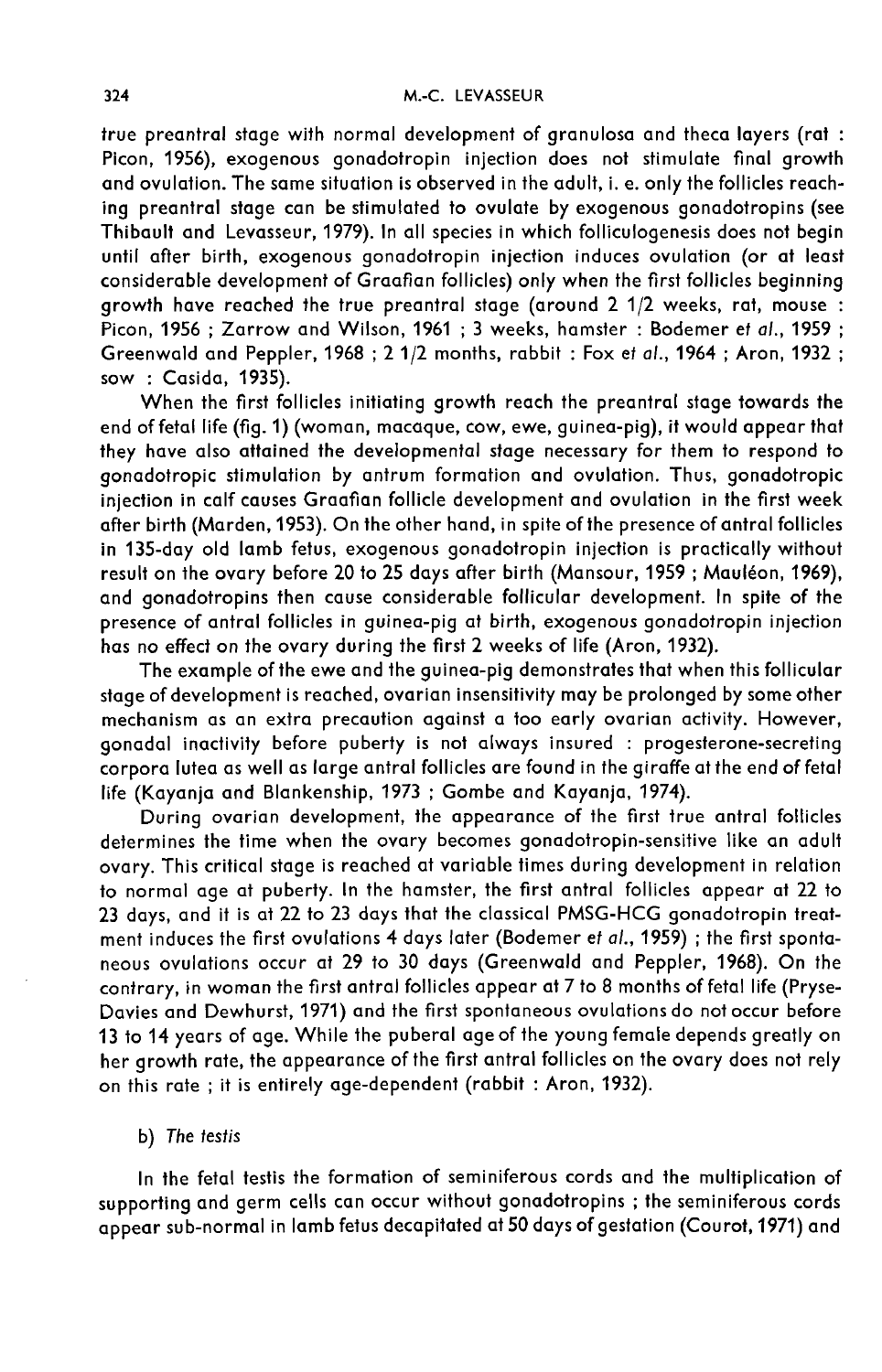true preantral stage with normal development of granulosa and theca layers (rat : Picon, 1956), exogenous gonadotropin injection does not stimulate final growth and ovulation. The same situation is observed in the adult, i. e. only the follicles reaching preantral stage can be stimulated to ovulate by exogenous gonadotropins (see Thibault and Levasseur, 1979). In all species in which folliculogenesis does not begin until after birth, exogenous gonadotropin injection induces ovulation (or at least considerable development of Graafian follicles) only when the first follicles beginning growth have reached the true preantral stage (around 2 1/2 weeks, rat, mouse : Picon, 1956 ; Zarrow and Wilson, 1961 ; 3 weeks, hamster : Bodemer *et al.*, 1959 ; Greenwald and Peppler, 1968 ; 2 1/2 months, rabbit : Fox *et al.*, 1964 ; Aron, 1932 ; sow : Casida, 1935).

When the first follicles initiating growth reach the preantral stage towards the end of fetal life (fig. 1) (woman, macaque, cow, ewe, guinea-pig), it would appear that they have also attained the developmental stage necessary for them to respond to gonadotropic stimulation by antrum formation and ovulation. Thus, gonadotropic injection in calf causes Graafian follicle development and ovulation in the first week after birth (Marden, 1953). On the other hand, in spite of the presence of antral follicles in 135-day old lamb fetus, exogenous gonadotropin injection is practically without result on the ovary before 20 to 25 days after birth (Mansour, 1959 ; Mauléon, 1969), and gonadotropins then cause considerable follicular development. In spite of the presence of antral follicles in guinea-pig at birth, exogenous gonadotropin injection has no effect on the ovary during the first 2 weeks of life (Aron, 1932).

The example of the ewe and the guinea-pig demonstrates that when this follicular stage of development is reached, ovarian insensitivity may be prolonged by some other mechanism as an extra precaution against a too early ovarian activity. However, gonadal inactivity before puberty is not always insured : progesterone-secreting corpora lutea as well as large antral follicles are found in the giraffe at the end of fetal life (Kayanja and Blankenship, 1973 ; Gombe and Kayanja, 1974).

During ovarian development, the appearance of the first true antral follicles determines the time when the ovary becomes gonadotropin-sensitive like an adult ovary. This critical stage is reached at variable times during development in relation to normal age at puberty. In the hamster, the first antral follicles appear at 22 to 23 days, and it is at 22 to 23 days that the classical PMSG-HCG gonadotropin treatment induces the first ovulations 4 days later (Bodemer *et al.*, 1959) ; the first spontaneous ovulations occur at 29 to 30 days (Greenwald and Peppler, 1968). On the contrary, in woman the first antral follicles appear at 7 to 8 months of fetal life (Pryse-Davies and Dewhurst, 1971) and the first spontaneous ovulations do not occur before 13 to 14 years of age. While the puberal age of the young female depends greatly on her growth rate, the appearance of the first antral follicles on the ovary does not rely on this rate ; it is entirely age-dependent (rabbit : Aron, 1932).

### b) *The testis*

In the fetal testis the formation of seminiferous cords and the multiplication of supporting and germ cells can occur without gonadotropins ; the seminiferous cords appear sub-normal in lamb fetus decapitated at 50 days of gestation (Courot, 1971) and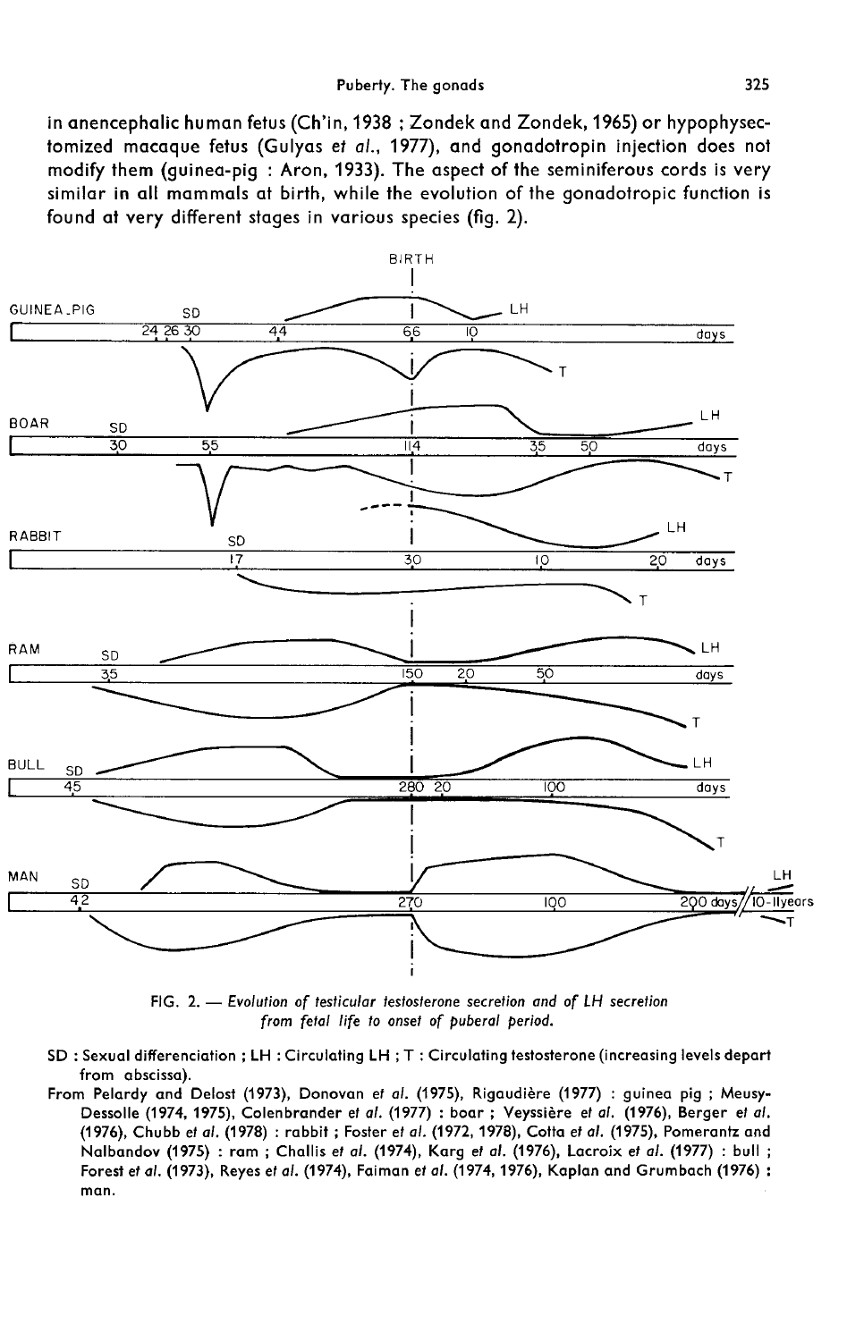in anencephalic human fetus (Ch'in, 1938 ; Zondek and Zondek, 1965) or hypophysectomized macaque fetus (Gulyas *et al.*, 1977), and gonadotropin injection does not modify them (guinea-pig : Aron, 1933). The aspect of the seminiferous cords is very similar in all mammals at birth, while the evolution of the gonadotropic function is found at very different stages in various species (fig. 2).

FIG. 2. — *Evolution of testicular testosterone secretion and of LH secretion from fetal life to onset of puberal period.*

SD : Sexual differenciation ; LH : Circulating LH ; T : Circulating testosterone (increasing levels depart from abscissa).

From Pelardy and Delost (1973), Donovan *et al.* (1975), Rigaudière (1977) : guinea pig ; Meusy-Dessolle (1974, 1975), Colenbrander *et al.* (1977) : boar ; Veyssière *et al.* (1976), Berger *et al.* (1976), Chubb *et al.* (1978) : rabbit ; Foster *et al.* (1972, 1978), Cotta *et al.* (1975), Pomerantz and Nalbandov (1975) : ram ; Challis *et al.* (1974), Karg *et al.* (1976), Lacroix *et al.* (1977) : bull ; Forest *et al.* (1973), Reyes *et al.* (1974), Faiman *et al.* (1974, 1976), Kaplan and Grumbach (1976) : man.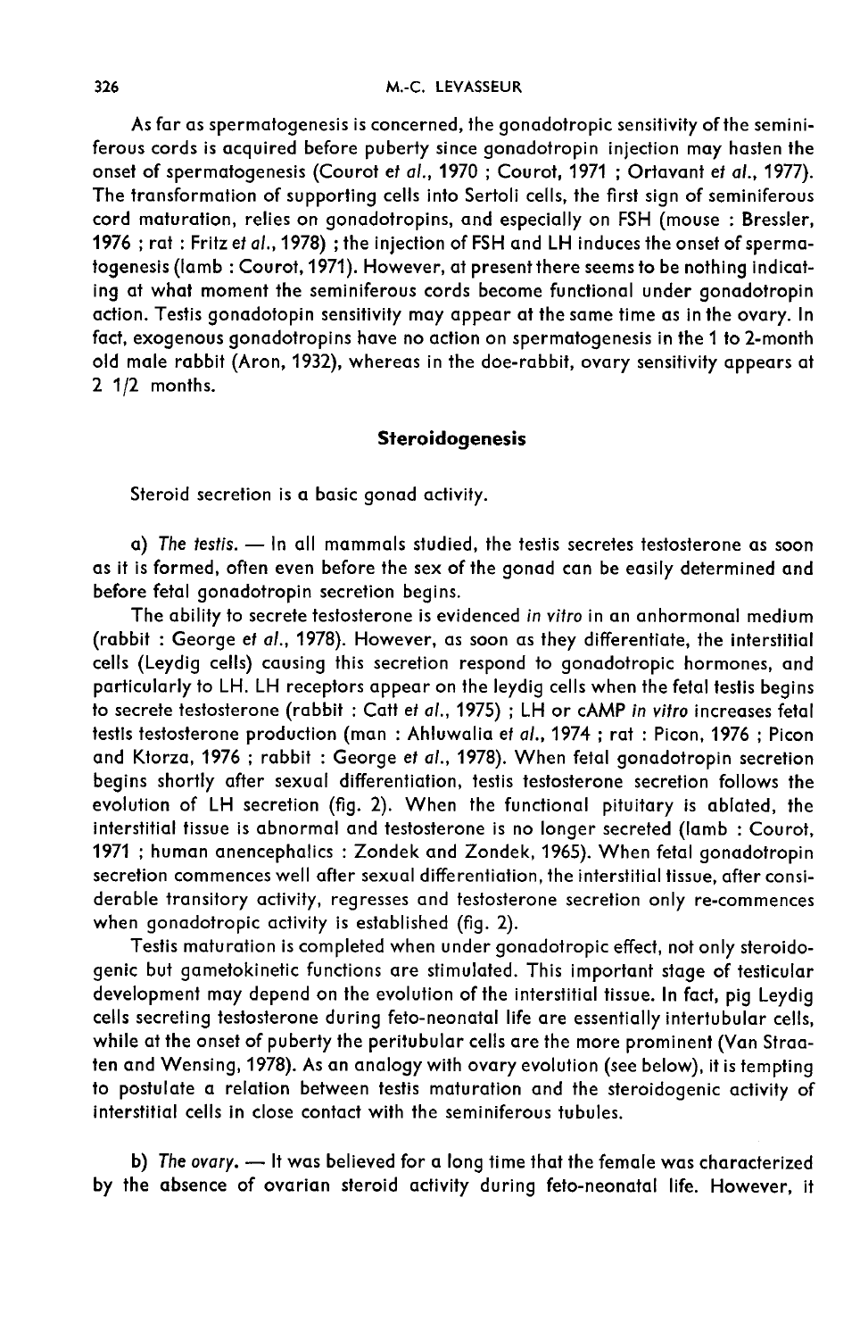As far as spermatogenesis is concerned, the gonadotropic sensitivity of the seminiferous cords is acquired before puberty since gonadotropin injection may hasten the onset of spermatogenesis (Courot *et al.*, 1970 ; Courot, 1971 ; Ortavant *et al.*, 1977). The transformation of supporting cells into Sertoli cells, the first sign of seminiferous cord maturation, relies on gonadotropins, and especially on FSH (mouse : Bressler, 1976 ; rat : Fritz *et al.*, 1978) ; the injection of FSH and LH induces the onset of spermatogenesis (lamb : Courot, 1971). However, at present there seems to be nothing indicating at what moment the seminiferous cords become functional under gonadotropin action. Testis gonadotopin sensitivity may appear at the same time as in the ovary. In fact, exogenous gonadotropins have no action on spermatogenesis in the 1 to 2-month old male rabbit (Aron, 1932), whereas in the doe-rabbit, ovary sensitivity appears at 2 1/2 months.

## Steroidogenesis

Steroid secretion is a basic gonad activity.

a) *The testis.* — In all mammals studied, the testis secretes testosterone as soon as it is formed, often even before the sex of the gonad can be easily determined and before fetal gonadotropin secretion begins.

The ability to secrete testosterone is evidenced *in vitro* in an anhormonal medium (rabbit : George *et al.*, 1978). However, as soon as they differentiate, the interstitial cells (Leydig cells) causing this secretion respond to gonadotropic hormones, and particularly to LH. LH receptors appear on the leydig cells when the fetal testis begins to secrete testosterone (rabbit : Catt *et al.*, 1975) ; LH or cAMP *in vitro* increases fetal testis testosterone production (man : Ahluwalia *et al.*, 1974 ; rat : Picon, 1976 ; Picon and Ktorza, 1976 ; rabbit : George *et al.*, 1978). When fetal gonadotropin secretion begins shortly after sexual differentiation, testis testosterone secretion follows the evolution of LH secretion (fig. 2). When the functional pituitary is ablated, the interstitial tissue is abnormal and testosterone is no longer secreted (lamb : Courot, 1971 ; human anencephalics : Zondek and Zondek, 1965). When fetal gonadotropin secretion commences well after sexual differentiation, the interstitial tissue, after considerable transitory activity, regresses and testosterone secretion only re-commences when gonadotropic activity is established (fig. 2).

Testis maturation is completed when under gonadotropic effect, not only steroidogenic but gametokinetic functions are stimulated. This important stage of testicular development may depend on the evolution of the interstitial tissue. In fact, pig Leydig cells secreting testosterone during feto-neonatal life are essentially intertubular cells, while at the onset of puberty the peritubular cells are the more prominent (Van Straaten and Wensing, 1978). As an analogy with ovary evolution (see below), it is tempting to postulate a relation between testis maturation and the steroidogenic activity of interstitial cells in close contact with the seminiferous tubules.

b) *The ovary.* — It was believed for a long time that the female was characterized by the absence of ovarian steroid activity during feto-neonatal life. However, it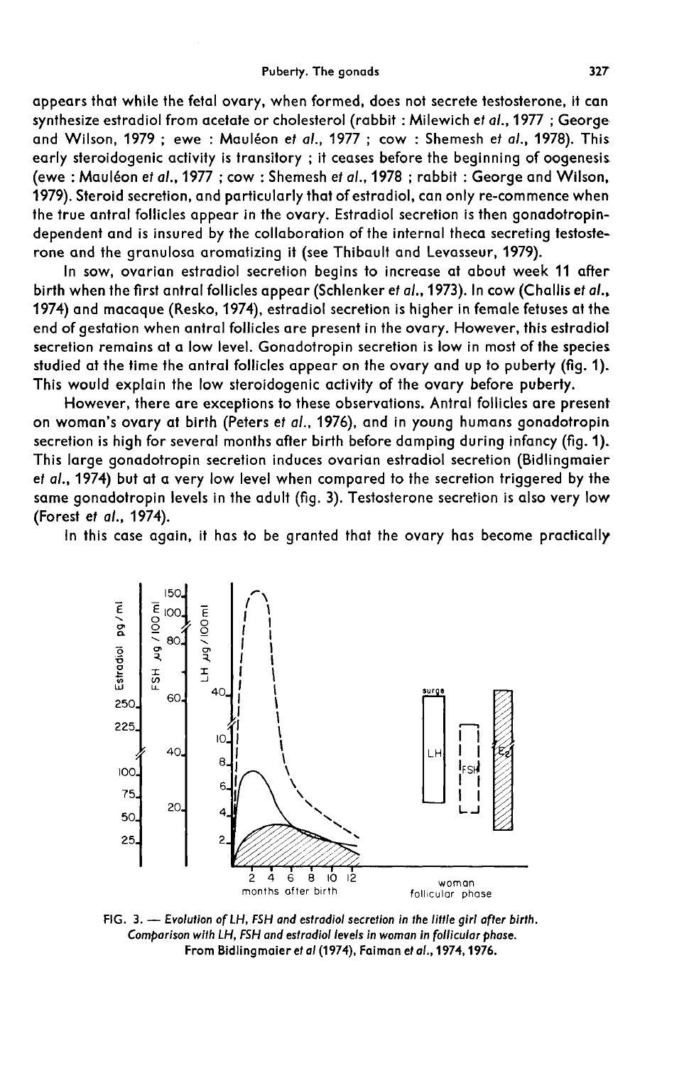appears that while the fetal ovary, when formed, does not secrete testosterone, it can synthesize estradiol from acetate or cholesterol (rabbit : Milewich *et al.*, 1977 ; George and Wilson, 1979 ; ewe : Mauléon *et al.*, 1977 ; cow : Shemesh *et al.*, 1978). This early steroidogenic activity is transitory ; it ceases before the beginning of oogenesis (ewe : Mauléon *et al.*, 1977 ; cow : Shemesh *et al.*, 1978 ; rabbit : George and Wilson, 1979). Steroid secretion, and particularly that of estradiol, can only re-commence when the true antral follicles appear in the ovary. Estradiol secretion is then gonadotropin-dependent and is insured by the collaboration of the internal theca secreting testosterone and the granulosa aromatizing it (see Thibault and Levasseur, 1979).

In sow, ovarian estradiol secretion begins to increase at about week 11 after birth when the first antral follicles appear (Schlenker *et al.*, 1973). In cow (Challis *et al.*, 1974) and macaque (Resko, 1974), estradiol secretion is higher in female fetuses at the end of gestation when antral follicles are present in the ovary. However, this estradiol secretion remains at a low level. Gonadotropin secretion is low in most of the species studied at the time the antral follicles appear on the ovary and up to puberty (fig. 1). This would explain the low steroidogenic activity of the ovary before puberty.

However, there are exceptions to these observations. Antral follicles are present on woman's ovary at birth (Peters *et al.*, 1976), and in young humans gonadotropin secretion is high for several months after birth before damping during infancy (fig. 1). This large gonadotropin secretion induces ovarian estradiol secretion (Bidlingmaier *et al.*, 1974) but at a very low level when compared to the secretion triggered by the same gonadotropin levels in the adult (fig. 3). Testosterone secretion is also very low (Forest *et al.*, 1974).

In this case again, it has to be granted that the ovary has become practically

FIG. 3. — *Evolution of LH, FSH and estradiol secretion in the little girl after birth. Comparison with LH, FSH and estradiol levels in woman in follicular phase.* From Bidlingmaier *et al* (1974), Faiman *et al.*, 1974, 1976.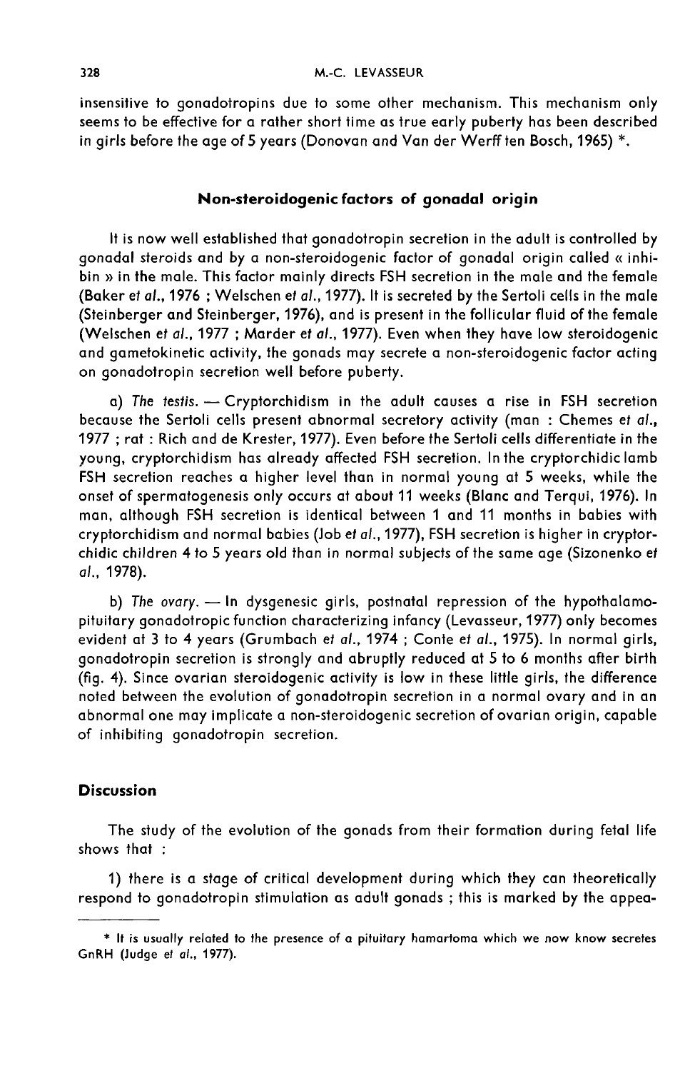insensitive to gonadotropins due to some other mechanism. This mechanism only seems to be effective for a rather short time as true early puberty has been described in girls before the age of 5 years (Donovan and Van der Werff ten Bosch, 1965) *.

## Non-steroidogenic factors of gonadal origin

It is now well established that gonadotropin secretion in the adult is controlled by gonadal steroids and by a non-steroidogenic factor of gonadal origin called « inhibin » in the male. This factor mainly directs FSH secretion in the male and the female (Baker *et al.*, 1976 ; Welschen *et al.*, 1977). It is secreted by the Sertoli cells in the male (Steinberger and Steinberger, 1976), and is present in the follicular fluid of the female (Welschen *et al.*, 1977 ; Marder *et al.*, 1977). Even when they have low steroidogenic and gametokinetic activity, the gonads may secrete a non-steroidogenic factor acting on gonadotropin secretion well before puberty.

a) *The testis.* — Cryptorchidism in the adult causes a rise in FSH secretion because the Sertoli cells present abnormal secretory activity (man : Chemes *et al.*, 1977 ; rat : Rich and de Krester, 1977). Even before the Sertoli cells differentiate in the young, cryptorchidism has already affected FSH secretion. In the cryptorchidic lamb FSH secretion reaches a higher level than in normal young at 5 weeks, while the onset of spermatogenesis only occurs at about 11 weeks (Blanc and Terqui, 1976). In man, although FSH secretion is identical between 1 and 11 months in babies with cryptorchidism and normal babies (Job *et al.*, 1977), FSH secretion is higher in cryptorchidic children 4 to 5 years old than in normal subjects of the same age (Sizonenko *et al.*, 1978).

b) *The ovary.* — In dysgenesic girls, postnatal repression of the hypothalamo-pituitary gonadotropic function characterizing infancy (Levasseur, 1977) only becomes evident at 3 to 4 years (Grumbach *et al.*, 1974 ; Conte *et al.*, 1975). In normal girls, gonadotropin secretion is strongly and abruptly reduced at 5 to 6 months after birth (fig. 4). Since ovarian steroidogenic activity is low in these little girls, the difference noted between the evolution of gonadotropin secretion in a normal ovary and in an abnormal one may implicate a non-steroidogenic secretion of ovarian origin, capable of inhibiting gonadotropin secretion.

## Discussion

The study of the evolution of the gonads from their formation during fetal life shows that :

1) there is a stage of critical development during which they can theoretically respond to gonadotropin stimulation as adult gonads ; this is marked by the appea-

* It is usually related to the presence of a pituitary hamartoma which we now know secretes GnRH (Judge *et al.*, 1977).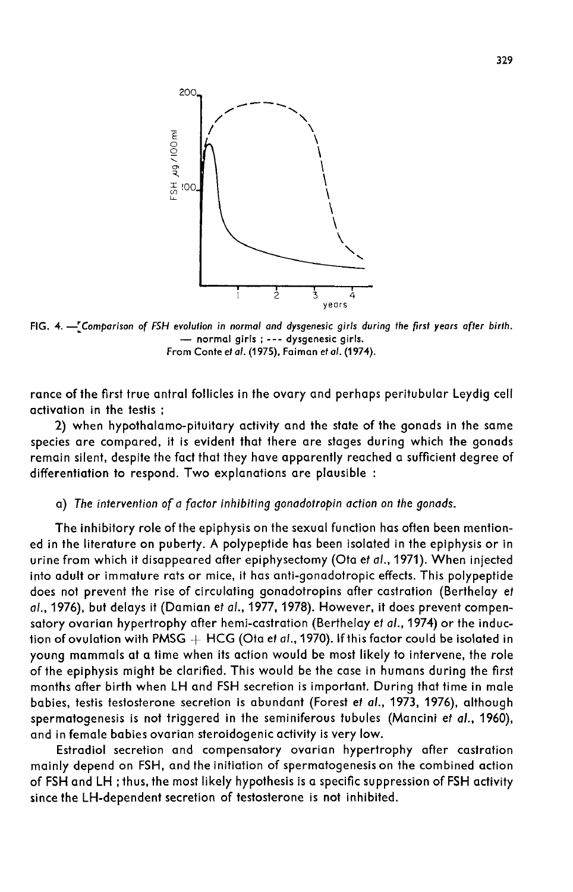FIG. 4. — Comparison of FSH evolution in normal and dysgenesic girls during the first years after birth. — normal girls ; --- dysgenesic girls. From Conte *et al.* (1975), Faiman *et al.* (1974).

rance of the first true antral follicles in the ovary and perhaps peritubular Leydig cell activation in the testis ;

2) when hypothalamo-pituitary activity and the state of the gonads in the same species are compared, it is evident that there are stages during which the gonads remain silent, despite the fact that they have apparently reached a sufficient degree of differentiation to respond. Two explanations are plausible :

a) *The intervention of a factor inhibiting gonadotropin action on the gonads.*

The inhibitory role of the epiphysis on the sexual function has often been mentioned in the literature on puberty. A polypeptide has been isolated in the epiphysis or in urine from which it disappeared after epiphysectomy (Ota *et al.*, 1971). When injected into adult or immature rats or mice, it has anti-gonadotropic effects. This polypeptide does not prevent the rise of circulating gonadotropins after castration (Berthelay *et al.*, 1976), but delays it (Damian *et al.*, 1977, 1978). However, it does prevent compensatory ovarian hypertrophy after hemi-castration (Berthelay *et al.*, 1974) or the induction of ovulation with PMSG + HCG (Ota *et al.*, 1970). If this factor could be isolated in young mammals at a time when its action would be most likely to intervene, the role of the epiphysis might be clarified. This would be the case in humans during the first months after birth when LH and FSH secretion is important. During that time in male babies, testis testosterone secretion is abundant (Forest *et al.*, 1973, 1976), although spermatogenesis is not triggered in the seminiferous tubules (Mancini *et al.*, 1960), and in female babies ovarian steroidogenic activity is very low.

Estradiol secretion and compensatory ovarian hypertrophy after castration mainly depend on FSH, and the initiation of spermatogenesis on the combined action of FSH and LH ; thus, the most likely hypothesis is a specific suppression of FSH activity since the LH-dependent secretion of testosterone is not inhibited.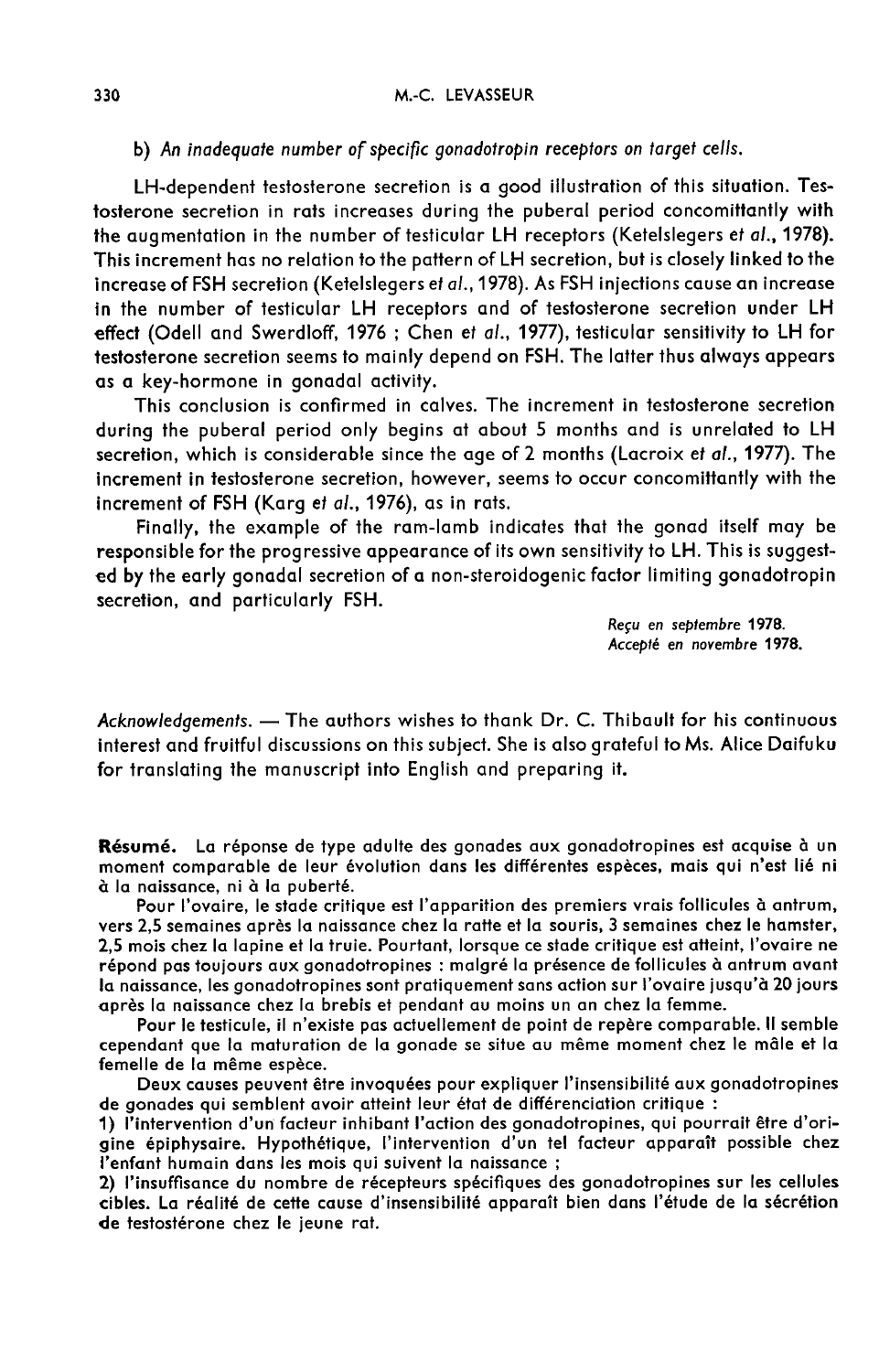*b) An inadequate number of specific gonadotropin receptors on target cells.*

LH-dependent testosterone secretion is a good illustration of this situation. Testosterone secretion in rats increases during the puberal period concomittantly with the augmentation in the number of testicular LH receptors (Ketelslegers *et al.*, 1978). This increment has no relation to the pattern of LH secretion, but is closely linked to the increase of FSH secretion (Ketelslegers *et al.*, 1978). As FSH injections cause an increase in the number of testicular LH receptors and of testosterone secretion under LH effect (Odell and Swerdloff, 1976 ; Chen *et al.*, 1977), testicular sensitivity to LH for testosterone secretion seems to mainly depend on FSH. The latter thus always appears as a key-hormone in gonadal activity.

This conclusion is confirmed in calves. The increment in testosterone secretion during the puberal period only begins at about 5 months and is unrelated to LH secretion, which is considerable since the age of 2 months (Lacroix *et al.*, 1977). The increment in testosterone secretion, however, seems to occur concomittantly with the increment of FSH (Karg *et al.*, 1976), as in rats.

Finally, the example of the ram-lamb indicates that the gonad itself may be responsible for the progressive appearance of its own sensitivity to LH. This is suggested by the early gonadal secretion of a non-steroidogenic factor limiting gonadotropin secretion, and particularly FSH.

*Reçu en septembre 1978.*
*Accepté en novembre 1978.*

*Acknowledgements.* — The authors wishes to thank Dr. C. Thibault for his continuous interest and fruitful discussions on this subject. She is also grateful to Ms. Alice Daifuku for translating the manuscript into English and preparing it.

**Résumé.** La réponse de type adulte des gonades aux gonadotropines est acquise à un moment comparable de leur évolution dans les différentes espèces, mais qui n'est lié ni à la naissance, ni à la puberté.

Pour l'ovaire, le stade critique est l'apparition des premiers vrais follicules à antrum, vers 2,5 semaines après la naissance chez la ratte et la souris, 3 semaines chez le hamster, 2,5 mois chez la lapine et la truie. Pourtant, lorsque ce stade critique est atteint, l'ovaire ne répond pas toujours aux gonadotropines : malgré la présence de follicules à antrum avant la naissance, les gonadotropines sont pratiquement sans action sur l'ovaire jusqu'à 20 jours après la naissance chez la brebis et pendant au moins un an chez la femme.

Pour le testicule, il n'existe pas actuellement de point de repère comparable. Il semble cependant que la maturation de la gonade se situe au même moment chez le mâle et la femelle de la même espèce.

Deux causes peuvent être invoquées pour expliquer l'insensibilité aux gonadotropines de gonades qui semblent avoir atteint leur état de différenciation critique :

1) l'intervention d'un facteur inhibant l'action des gonadotropines, qui pourrait être d'origine épiphysaire. Hypothétique, l'intervention d'un tel facteur apparaît possible chez l'enfant humain dans les mois qui suivent la naissance ;

2) l'insuffisance du nombre de récepteurs spécifiques des gonadotropines sur les cellules cibles. La réalité de cette cause d'insensibilité apparaît bien dans l'étude de la sécrétion de testostérone chez le jeune rat.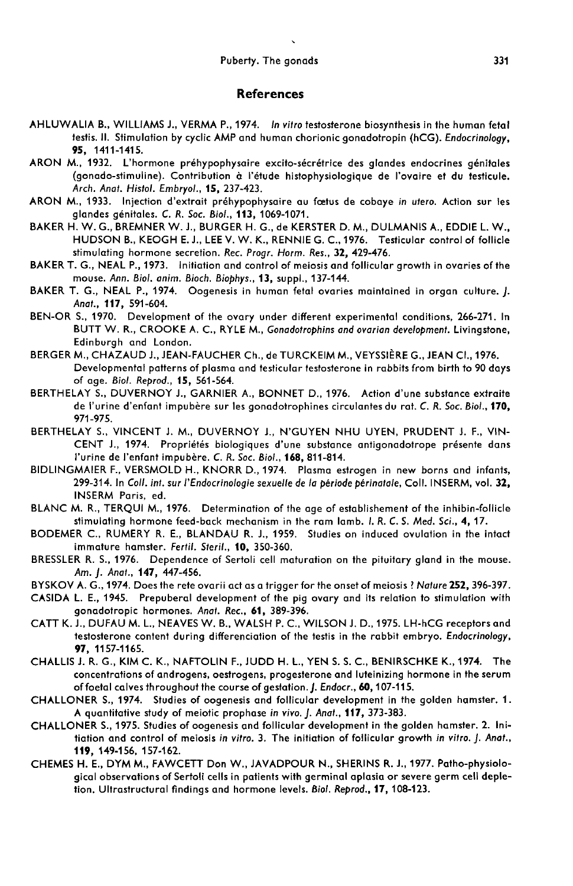## References

AHLUWALIA B., WILLIAMS J., VERMA P., 1974. *In vitro* testosterone biosynthesis in the human fetal testis. II. Stimulation by cyclic AMP and human chorionic gonadotropin (hCG). *Endocrinology*, **95**, 1411-1415.

ARON M., 1932. L'hormone préhypophysaire excito-sécrétrice des glandes endocrines génitales (gonado-stimuline). Contribution à l'étude histophysiologique de l'ovaire et du testicule. *Arch. Anat. Histol. Embryol.*, **15**, 237-423.

ARON M., 1933. Injection d'extrait préhypophysaire au fœtus de cobaye *in utero*. Action sur les glandes génitales. *C. R. Soc. Biol.*, **113**, 1069-1071.

BAKER H. W. G., BREMNER W. J., BURGER H. G., de KERSTER D. M., DULMANIS A., EDDIE L. W., HUDSON B., KEOGH E. J., LEE V. W. K., RENNIE G. C., 1976. Testicular control of follicle stimulating hormone secretion. *Rec. Progr. Horm. Res.*, **32**, 429-476.

BAKER T. G., NEAL P., 1973. Initiation and control of meiosis and follicular growth in ovaries of the mouse. *Ann. Biol. anim. Bioch. Biophys.*, **13**, suppl., 137-144.

BAKER T. G., NEAL P., 1974. Oogenesis in human fetal ovaries maintained in organ culture. *J. Anat.*, **117**, 591-604.

BEN-OR S., 1970. Development of the ovary under different experimental conditions, 266-271. In BUTT W. R., CROOKE A. C., RYLE M., *Gonadotrophins and ovarian development*. Livingstone, Edinburgh and London.

BERGER M., CHAZAUD J., JEAN-FAUCHER Ch., de TURCKEIM M., VEYSSIÈRE G., JEAN Cl., 1976. Developmental patterns of plasma and testicular testosterone in rabbits from birth to 90 days of age. *Biol. Reprod.*, **15**, 561-564.

BERTHELAY S., DUVERNOY J., GARNIER A., BONNET D., 1976. Action d'une substance extraite de l'urine d'enfant impubère sur les gonadotrophines circulantes du rat. *C. R. Soc. Biol.*, **170**, 971-975.

BERTHELAY S., VINCENT J. M., DUVERNOY J., N'GUYEN NHU UYEN, PRUDENT J. F., VINCENT J., 1974. Propriétés biologiques d'une substance antigonadotrope présente dans l'urine de l'enfant impubère. *C. R. Soc. Biol.*, **168**, 811-814.

BIDLINGMAIER F., VERSMOLD H., KNORR D., 1974. Plasma estrogen in new borns and infants, 299-314. In *Coll. int. sur l'Endocrinologie sexuelle de la période périnatale*, Coll. INSERM, vol. **32**, INSERM Paris, ed.

BLANC M. R., TERQUI M., 1976. Determination of the age of establishment of the inhibin-follicle stimulating hormone feed-back mechanism in the ram lamb. *I. R. C. S. Med. Sci.*, **4**, 17.

BODEMER C., RUMERY R. E., BLANDAU R. J., 1959. Studies on induced ovulation in the intact immature hamster. *Fertil. Steril.*, **10**, 350-360.

BRESSLER R. S., 1976. Dependence of Sertoli cell maturation on the pituitary gland in the mouse. *Am. J. Anat.*, **147**, 447-456.

BYSKOV A. G., 1974. Does the rete ovarii act as a trigger for the onset of meiosis ? *Nature* **252**, 396-397.

CASIDA L. E., 1945. Prepuberal development of the pig ovary and its relation to stimulation with gonadotropic hormones. *Anat. Rec.*, **61**, 389-396.

CATT K. J., DUFAU M. L., NEAVES W. B., WALSH P. C., WILSON J. D., 1975. LH-hCG receptors and testosterone content during differenciation of the testis in the rabbit embryo. *Endocrinology*, **97**, 1157-1165.

CHALLIS J. R. G., KIM C. K., NAFTOLIN F., JUDD H. L., YEN S. S. C., BENIRSCHKE K., 1974. The concentrations of androgens, oestrogens, progesterone and luteinizing hormone in the serum of foetal calves throughout the course of gestation. *J. Endocr.*, **60**, 107-115.

CHALLONER S., 1974. Studies of oogenesis and follicular development in the golden hamster. 1. A quantitative study of meiotic prophase *in vivo*. *J. Anat.*, **117**, 373-383.

CHALLONER S., 1975. Studies of oogenesis and follicular development in the golden hamster. 2. Initiation and control of meiosis *in vitro*. 3. The initiation of follicular growth *in vitro*. *J. Anat.*, **119**, 149-156, 157-162.

CHEMES H. E., DYM M., FAWCETT Don W., JAVADPOUR N., SHERINS R. J., 1977. Patho-physiological observations of Sertoli cells in patients with germinal aplasia or severe germ cell depletion. Ultrastructural findings and hormone levels. *Biol. Reprod.*, **17**, 108-123.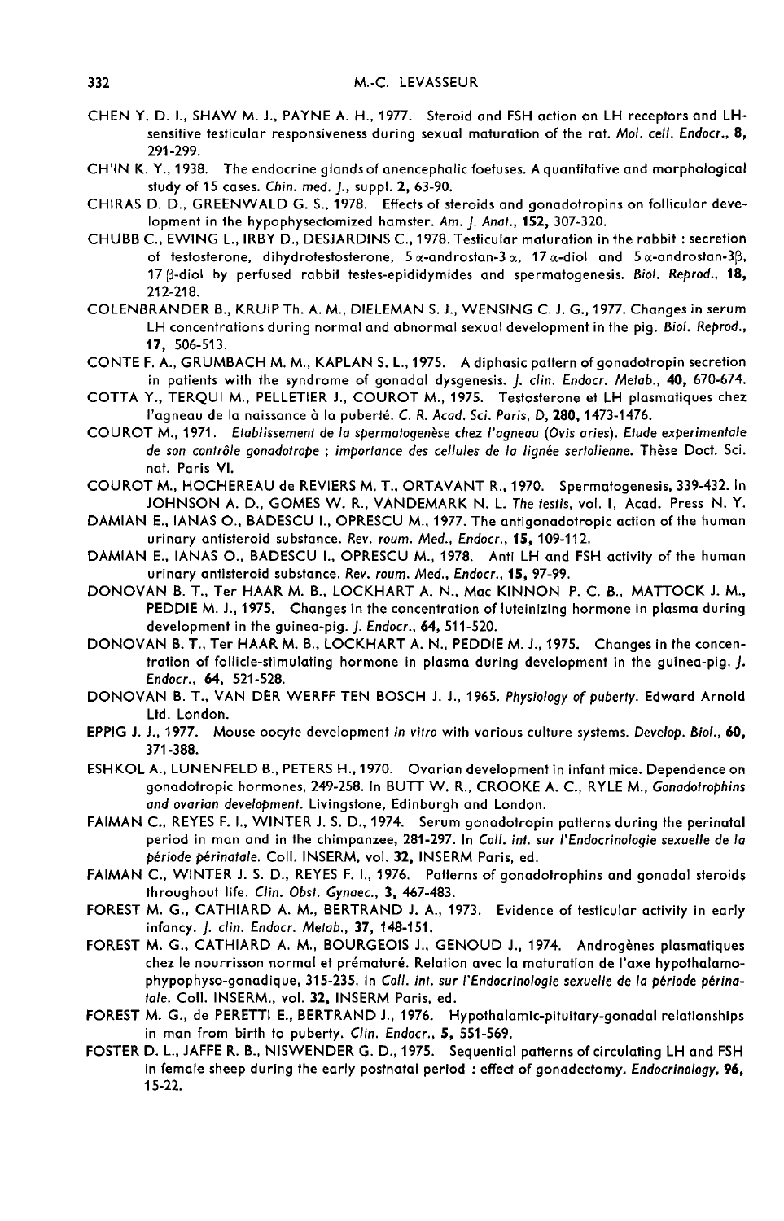CHEN Y. D. I., SHAW M. J., PAYNE A. H., 1977. Steroid and FSH action on LH receptors and LH-sensitive testicular responsiveness during sexual maturation of the rat. *Mol. cell. Endocr.*, **8**, 291-299.

CH'IN K. Y., 1938. The endocrine glands of anencephalic foetuses. A quantitative and morphological study of 15 cases. *Chin. med. J.*, suppl. **2**, 63-90.

CHIRAS D. D., GREENWALD G. S., 1978. Effects of steroids and gonadotropins on follicular development in the hypophysectomized hamster. *Am. J. Anat.*, **152**, 307-320.

CHUBB C., EWING L., IRBY D., DESJARDINS C., 1978. Testicular maturation in the rabbit : secretion of testosterone, dihydrotestosterone, $5\alpha$-androstan-$3\alpha$, $17\alpha$-diol and $5\alpha$-androstan-$3\beta$, $17\beta$-diol by perfused rabbit testes-epididymides and spermatogenesis. *Biol. Reprod.*, **18**, 212-218.

COLENBRANDER B., KRUIP Th. A. M., DIELEMAN S. J., WENSING C. J. G., 1977. Changes in serum LH concentrations during normal and abnormal sexual development in the pig. *Biol. Reprod.*, **17**, 506-513.

CONTE F. A., GRUMBACH M. M., KAPLAN S. L., 1975. A diphasic pattern of gonadotropin secretion in patients with the syndrome of gonadal dysgenesis. *J. clin. Endocr. Metab.*, **40**, 670-674.

COTTA Y., TERQUI M., PELLETIER J., COUROT M., 1975. Testosterone et LH plasmatiques chez l'agneau de la naissance à la puberté. *C. R. Acad. Sci. Paris, D*, **280**, 1473-1476.

COUROT M., 1971. *Etablissement de la spermatogenèse chez l'agneau (Ovis aries). Etude experimentale de son contrôle gonadotrope ; importance des cellules de la lignée sertolienne.* Thèse Doct. Sci. nat. Paris VI.

COUROT M., HOCHEREAU de REVIERS M. T., ORTAVANT R., 1970. Spermatogenesis, 339-432. In JOHNSON A. D., GOMES W. R., VANDEMARK N. L. *The testis*, vol. **I**, Acad. Press N. Y.

DAMIAN E., IANAS O., BADESCU I., OPRESCU M., 1977. The antigonadotropic action of the human urinary antisteroid substance. *Rev. roum. Med., Endocr.*, **15**, 109-112.

DAMIAN E., IANAS O., BADESCU I., OPRESCU M., 1978. Anti LH and FSH activity of the human urinary antisteroid substance. *Rev. roum. Med., Endocr.*, **15**, 97-99.

DONOVAN B. T., Ter HAAR M. B., LOCKHART A. N., Mac KINNON P. C. B., MATTOCK J. M., PEDDIE M. J., 1975. Changes in the concentration of luteinizing hormone in plasma during development in the guinea-pig. *J. Endocr.*, **64**, 511-520.

DONOVAN B. T., Ter HAAR M. B., LOCKHART A. N., PEDDIE M. J., 1975. Changes in the concentration of follicle-stimulating hormone in plasma during development in the guinea-pig. *J. Endocr.*, **64**, 521-528.

DONOVAN B. T., VAN DER WERFF TEN BOSCH J. J., 1965. *Physiology of puberty*. Edward Arnold Ltd. London.

EPPIG J. J., 1977. Mouse oocyte development *in vitro* with various culture systems. *Develop. Biol.*, **60**, 371-388.

ESHKOL A., LUNENFELD B., PETERS H., 1970. Ovarian development in infant mice. Dependence on gonadotropic hormones, 249-258. In BUTT W. R., CROOKE A. C., RYLE M., *Gonadotrophins and ovarian development*. Livingstone, Edinburgh and London.

FAIMAN C., REYES F. I., WINTER J. S. D., 1974. Serum gonadotropin patterns during the perinatal period in man and in the chimpanzee, 281-297. In *Coll. int. sur l'Endocrinologie sexuelle de la période périnatale*. Coll. INSERM, vol. **32**, INSERM Paris, ed.

FAIMAN C., WINTER J. S. D., REYES F. I., 1976. Patterns of gonadotrophins and gonadal steroids throughout life. *Clin. Obst. Gynaec.*, **3**, 467-483.

FOREST M. G., CATHIARD A. M., BERTRAND J. A., 1973. Evidence of testicular activity in early infancy. *J. clin. Endocr. Metab.*, **37**, 148-151.

FOREST M. G., CATHIARD A. M., BOURGEOIS J., GENOUD J., 1974. Androgènes plasmatiques chez le nourrisson normal et prématuré. Relation avec la maturation de l'axe hypothalamo-phypophyso-gonadique, 315-235. In *Coll. int. sur l'Endocrinologie sexuelle de la période périnatale*. Coll. INSERM., vol. **32**, INSERM Paris, ed.

FOREST M. G., de PERETTI E., BERTRAND J., 1976. Hypothalamic-pituitary-gonadal relationships in man from birth to puberty. *Clin. Endocr.*, **5**, 551-569.

FOSTER D. L., JAFFE R. B., NISWENDER G. D., 1975. Sequential patterns of circulating LH and FSH in female sheep during the early postnatal period : effect of gonadectomy. *Endocrinology*, **96**, 15-22.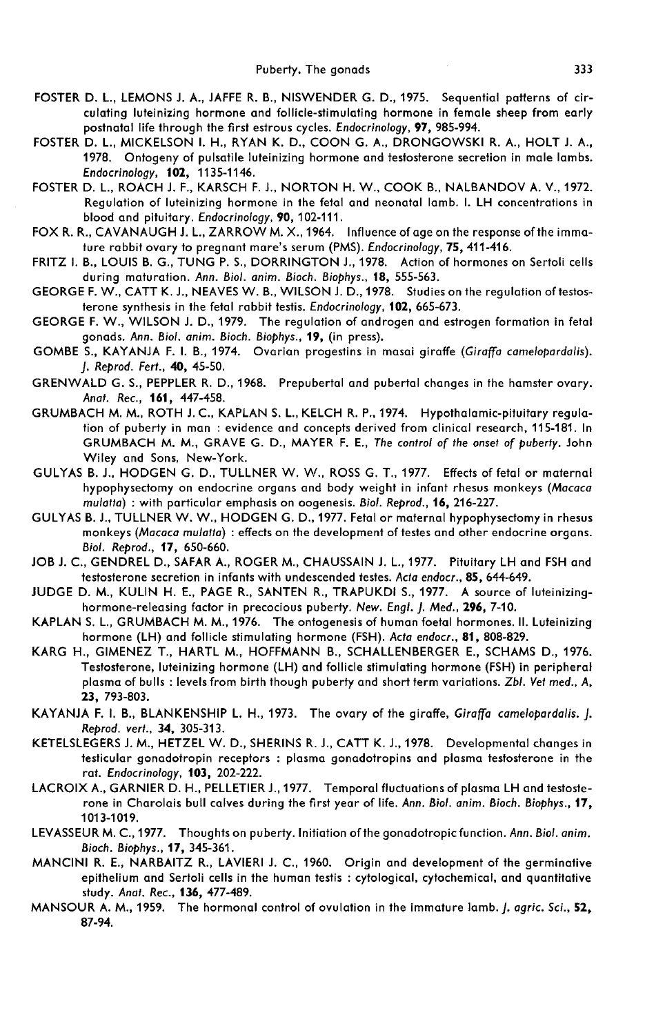FOSTER D. L., LEMONS J. A., JAFFE R. B., NISWENDER G. D., 1975. Sequential patterns of circulating luteinizing hormone and follicle-stimulating hormone in female sheep from early postnatal life through the first estrous cycles. *Endocrinology*, **97**, 985-994.

FOSTER D. L., MICKELSON I. H., RYAN K. D., COON G. A., DRONGOWSKI R. A., HOLT J. A., 1978. Ontogeny of pulsatile luteinizing hormone and testosterone secretion in male lambs. *Endocrinology*, **102**, 1135-1146.

FOSTER D. L., ROACH J. F., KARSCH F. J., NORTON H. W., COOK B., NALBANDOV A. V., 1972. Regulation of luteinizing hormone in the fetal and neonatal lamb. I. LH concentrations in blood and pituitary. *Endocrinology*, **90**, 102-111.

FOX R. R., CAVANAUGH J. L., ZARROW M. X., 1964. Influence of age on the response of the immature rabbit ovary to pregnant mare's serum (PMS). *Endocrinology*, **75**, 411-416.

FRITZ I. B., LOUIS B. G., TUNG P. S., DORRINGTON J., 1978. Action of hormones on Sertoli cells during maturation. *Ann. Biol. anim. Bioch. Biophys.*, **18**, 555-563.

GEORGE F. W., CATT K. J., NEAVES W. B., WILSON J. D., 1978. Studies on the regulation of testosterone synthesis in the fetal rabbit testis. *Endocrinology*, **102**, 665-673.

GEORGE F. W., WILSON J. D., 1979. The regulation of androgen and estrogen formation in fetal gonads. *Ann. Biol. anim. Bioch. Biophys.*, **19**, (in press).

GOMBE S., KAYANJA F. I. B., 1974. Ovarian progestins in masai giraffe (*Giraffa camelopardalis*). *J. Reprod. Fert.*, **40**, 45-50.

GRENWALD G. S., PEPPLER R. D., 1968. Prepubertal and pubertal changes in the hamster ovary. *Anat. Rec.*, **161**, 447-458.

GRUMBACH M. M., ROTH J. C., KAPLAN S. L., KELCH R. P., 1974. Hypothalamic-pituitary regulation of puberty in man : evidence and concepts derived from clinical research, 115-181. In GRUMBACH M. M., GRAVE G. D., MAYER F. E., *The control of the onset of puberty*. John Wiley and Sons, New-York.

GULYAS B. J., HODGEN G. D., TULLNER W. W., ROSS G. T., 1977. Effects of fetal or maternal hypophysectomy on endocrine organs and body weight in infant rhesus monkeys (*Macaca mulatta*) : with particular emphasis on oogenesis. *Biol. Reprod.*, **16**, 216-227.

GULYAS B. J., TULLNER W. W., HODGEN G. D., 1977. Fetal or maternal hypophysectomy in rhesus monkeys (*Macaca mulatta*) : effects on the development of testes and other endocrine organs. *Biol. Reprod.*, **17**, 650-660.

JOB J. C., GENDREL D., SAFAR A., ROGER M., CHAUSSAIN J. L., 1977. Pituitary LH and FSH and testosterone secretion in infants with undescended testes. *Acta endocr.*, **85**, 644-649.

JUDGE D. M., KULIN H. E., PAGE R., SANTEN R., TRAPUKDI S., 1977. A source of luteinizing-hormone-releasing factor in precocious puberty. *New. Engl. J. Med.*, **296**, 7-10.

KAPLAN S. L., GRUMBACH M. M., 1976. The ontogenesis of human foetal hormones. II. Luteinizing hormone (LH) and follicle stimulating hormone (FSH). *Acta endocr.*, **81**, 808-829.

KARG H., GIMENEZ T., HARTL M., HOFFMANN B., SCHALLENBERGER E., SCHAMS D., 1976. Testosterone, luteinizing hormone (LH) and follicle stimulating hormone (FSH) in peripheral plasma of bulls : levels from birth though puberty and short term variations. *Zbl. Vet med., A*, **23**, 793-803.

KAYANJA F. I. B., BLANKENSHIP L. H., 1973. The ovary of the giraffe, *Giraffa camelopardalis*. *J. Reprod. vert.*, **34**, 305-313.

KETELSLEGERS J. M., HETZEL W. D., SHERINS R. J., CATT K. J., 1978. Developmental changes in testicular gonadotropin receptors : plasma gonadotropins and plasma testosterone in the rat. *Endocrinology*, **103**, 202-222.

LACROIX A., GARNIER D. H., PELLETIER J., 1977. Temporal fluctuations of plasma LH and testosterone in Charolais bull calves during the first year of life. *Ann. Biol. anim. Bioch. Biophys.*, **17**, 1013-1019.

LEVASSEUR M. C., 1977. Thoughts on puberty. Initiation of the gonadotropic function. *Ann. Biol. anim. Bioch. Biophys.*, **17**, 345-361.

MANCINI R. E., NARBAITZ R., LAVIERI J. C., 1960. Origin and development of the germinative epithelium and Sertoli cells in the human testis : cytological, cytochemical, and quantitative study. *Anat. Rec.*, **136**, 477-489.

MANSOUR A. M., 1959. The hormonal control of ovulation in the immature lamb. *J. agric. Sci.*, **52**, 87-94.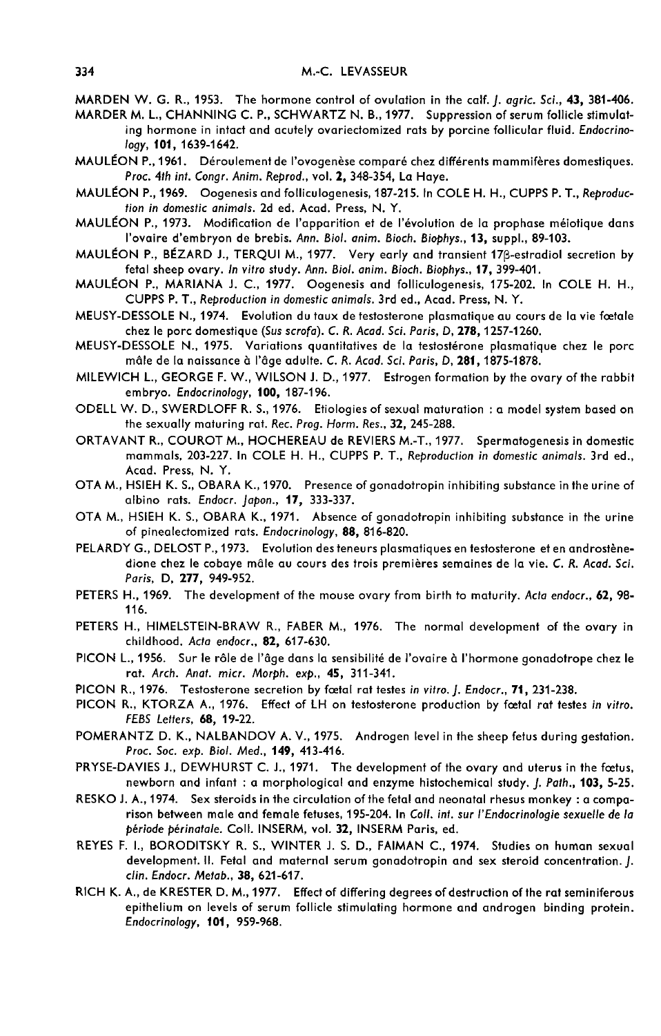MARDEN W. G. R., 1953. The hormone control of ovulation in the calf. *J. agric. Sci.*, **43**, 381-406.

MARDER M. L., CHANNING C. P., SCHWARTZ N. B., 1977. Suppression of serum follicle stimulating hormone in intact and acutely ovariectomized rats by porcine follicular fluid. *Endocrinology*, **101**, 1639-1642.

MAULÉON P., 1961. Déroulement de l'ovogenèse comparé chez différents mammifères domestiques. *Proc. 4th int. Congr. Anim. Reprod.*, vol. **2**, 348-354, La Haye.

MAULÉON P., 1969. Oogenesis and folliculogenesis, 187-215. In COLE H. H., CUPPS P. T., *Reproduction in domestic animals*. 2d ed. Acad. Press, N. Y.

MAULÉON P., 1973. Modification de l'apparition et de l'évolution de la prophase méiotique dans l'ovaire d'embryon de brebis. *Ann. Biol. anim. Bioch. Biophys.*, **13**, suppl., 89-103.

MAULÉON P., BÉZARD J., TERQUI M., 1977. Very early and transient 17β-estradiol secretion by fetal sheep ovary. *In vitro* study. *Ann. Biol. anim. Bioch. Biophys.*, **17**, 399-401.

MAULÉON P., MARIANA J. C., 1977. Oogenesis and folliculogenesis, 175-202. In COLE H. H., CUPPS P. T., *Reproduction in domestic animals*. 3rd ed., Acad. Press, N. Y.

MEUSY-DESSOLE N., 1974. Evolution du taux de testosterone plasmatique au cours de la vie fœtale chez le porc domestique (*Sus scrofa*). *C. R. Acad. Sci. Paris, D*, **278**, 1257-1260.

MEUSY-DESSOLE N., 1975. Variations quantitatives de la testostérone plasmatique chez le porc mâle de la naissance à l'âge adulte. *C. R. Acad. Sci. Paris, D*, **281**, 1875-1878.

MILEWICH L., GEORGE F. W., WILSON J. D., 1977. Estrogen formation by the ovary of the rabbit embryo. *Endocrinology*, **100**, 187-196.

ODELL W. D., SWERDLOFF R. S., 1976. Etiologies of sexual maturation : a model system based on the sexually maturing rat. *Rec. Prog. Horm. Res.*, **32**, 245-288.

ORTAVANT R., COUROT M., HOCHEREAU de REVIERS M.-T., 1977. Spermatogenesis in domestic mammals, 203-227. In COLE H. H., CUPPS P. T., *Reproduction in domestic animals*. 3rd ed., Acad. Press, N. Y.

OTA M., HSIEH K. S., OBARA K., 1970. Presence of gonadotropin inhibiting substance in the urine of albino rats. *Endocr. Japon.*, **17**, 333-337.

OTA M., HSIEH K. S., OBARA K., 1971. Absence of gonadotropin inhibiting substance in the urine of pinealectomized rats. *Endocrinology*, **88**, 816-820.

PELARDY G., DELOST P., 1973. Evolution des teneurs plasmatiques en testosterone et en androstènedione chez le cobaye mâle au cours des trois premières semaines de la vie. *C. R. Acad. Sci. Paris*, D, **277**, 949-952.

PETERS H., 1969. The development of the mouse ovary from birth to maturity. *Acta endocr.*, **62**, 98-116.

PETERS H., HIMELSTEIN-BRAW R., FABER M., 1976. The normal development of the ovary in childhood. *Acta endocr.*, **82**, 617-630.

PICON L., 1956. Sur le rôle de l'âge dans la sensibilité de l'ovaire à l'hormone gonadotrope chez le rat. *Arch. Anat. micr. Morph. exp.*, **45**, 311-341.

PICON R., 1976. Testosterone secretion by fœtal rat testes *in vitro*. *J. Endocr.*, **71**, 231-238.

PICON R., KTORZA A., 1976. Effect of LH on testosterone production by fœtal rat testes *in vitro*. *FEBS Letters*, **68**, 19-22.

POMERANTZ D. K., NALBANDOV A. V., 1975. Androgen level in the sheep fetus during gestation. *Proc. Soc. exp. Biol. Med.*, **149**, 413-416.

PRYSE-DAVIES J., DEWHURST C. J., 1971. The development of the ovary and uterus in the fœtus, newborn and infant : a morphological and enzyme histochemical study. *J. Path.*, **103**, 5-25.

RESKO J. A., 1974. Sex steroids in the circulation of the fetal and neonatal rhesus monkey : a comparison between male and female fetuses, 195-204. In *Coll. int. sur l'Endocrinologie sexuelle de la période périnatale*. Coll. INSERM, vol. **32**, INSERM Paris, ed.

REYES F. I., BORODITSKY R. S., WINTER J. S. D., FAIMAN C., 1974. Studies on human sexual development. II. Fetal and maternal serum gonadotropin and sex steroid concentration. *J. clin. Endocr. Metab.*, **38**, 621-617.

RICH K. A., de KRESTER D. M., 1977. Effect of differing degrees of destruction of the rat seminiferous epithelium on levels of serum follicle stimulating hormone and androgen binding protein. *Endocrinology*, **101**, 959-968.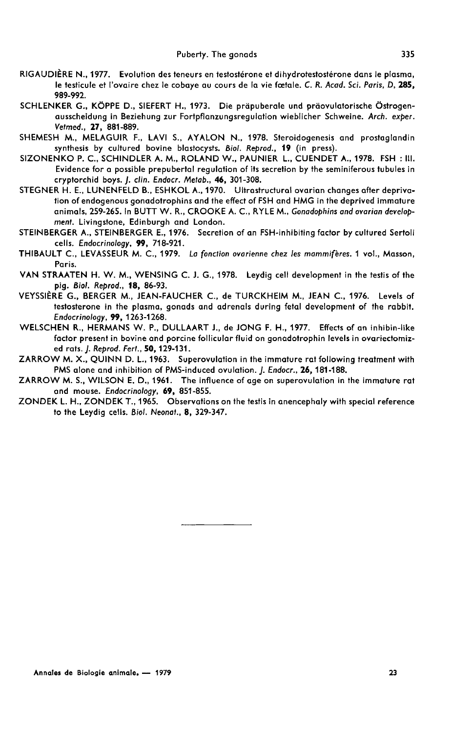RIGAUDIÈRE N., 1977. Evolution des teneurs en testostérone et dihydrotestostérone dans le plasma, le testicule et l'ovaire chez le cobaye au cours de la vie fœtale. *C. R. Acad. Sci. Paris, D*, **285**, 989-992.

SCHLENKER G., KÖPPE D., SIEFERT H., 1973. Die präpuberale und präovulatorische Östrogenausscheidung in Beziehung zur Fortpflanzungsregulation wieblicher Schweine. *Arch. exper. Vetmed.*, **27**, 881-889.

SHEMESH M., MELAGUIR F., LAVI S., AYALON N., 1978. Steroidogenesis and prostaglandin synthesis by cultured bovine blastocysts. *Biol. Reprod.*, **19** (in press).

SIZONENKO P. C., SCHINDLER A. M., ROLAND W., PAUNIER L., CUENDET A., 1978. FSH : III. Evidence for a possible prepubertal regulation of its secretion by the seminiferous tubules in cryptorchid boys. *J. clin. Endocr. Metab.*, **46**, 301-308.

STEGNER H. E., LUNENFELD B., ESHKOL A., 1970. Ultrastructural ovarian changes after deprivation of endogenous gonadotrophins and the effect of FSH and HMG in the deprived immature animals, 259-265. In BUTT W. R., CROOKE A. C., RYLE M., *Gonadophins and ovarian development*. Livingstone, Edinburgh and London.

STEINBERGER A., STEINBERGER E., 1976. Secretion of an FSH-inhibiting factor by cultured Sertoli cells. *Endocrinology*, **99**, 718-921.

THIBAULT C., LEVASSEUR M. C., 1979. *La fonction ovarienne chez les mammifères*. 1 vol., Masson, Paris.

VAN STRAATEN H. W. M., WENSING C. J. G., 1978. Leydig cell development in the testis of the pig. *Biol. Reprod.*, **18**, 86-93.

VEYSSIÈRE G., BERGER M., JEAN-FAUCHER C., de TURCKHEIM M., JEAN C., 1976. Levels of testosterone in the plasma, gonads and adrenals during fetal development of the rabbit. *Endocrinology*, **99**, 1263-1268.

WELSCHEN R., HERMANS W. P., DULLAART J., de JONG F. H., 1977. Effects of an inhibin-like factor present in bovine and porcine follicular fluid on gonadotrophin levels in ovariectomized rats. *J. Reprod. Fert.*, **50**, 129-131.

ZARROW M. X., QUINN D. L., 1963. Superovulation in the immature rat following treatment with PMS alone and inhibition of PMS-induced ovulation. *J. Endocr.*, **26**, 181-188.

ZARROW M. S., WILSON E. D., 1961. The influence of age on superovulation in the immature rat and mouse. *Endocrinology*, **69**, 851-855.

ZONDEK L. H., ZONDEK T., 1965. Observations on the testis in anencephaly with special reference to the Leydig cells. *Biol. Neonat.*, **8**, 329-347.